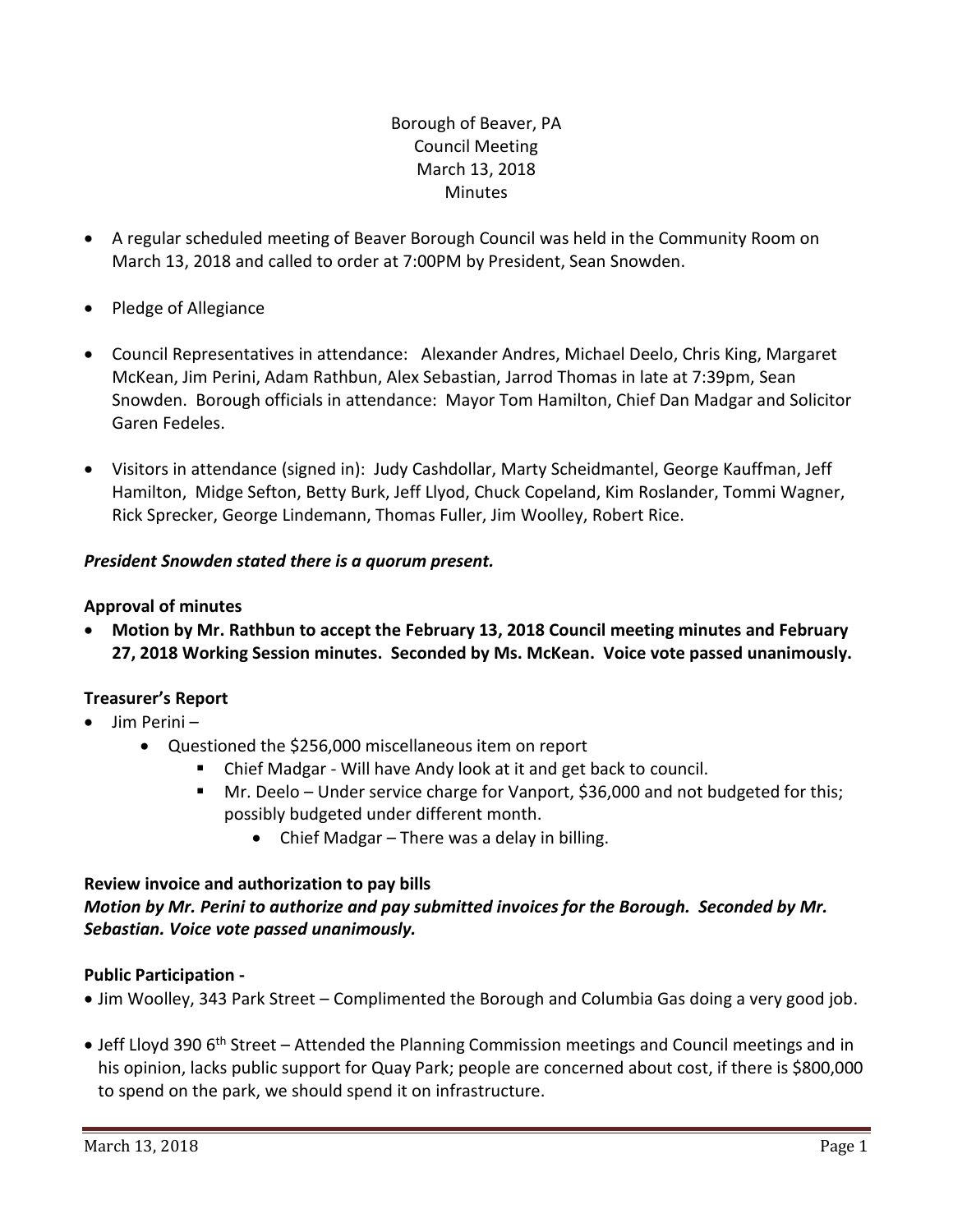Borough of Beaver, PA
Council Meeting
March 13, 2018
Minutes

- A regular scheduled meeting of Beaver Borough Council was held in the Community Room on March 13, 2018 and called to order at 7:00PM by President, Sean Snowden.
- Pledge of Allegiance
- Council Representatives in attendance: Alexander Andres, Michael Deelo, Chris King, Margaret McKean, Jim Perini, Adam Rathbun, Alex Sebastian, Jarrod Thomas in late at 7:39pm, Sean Snowden. Borough officials in attendance: Mayor Tom Hamilton, Chief Dan Madgar and Solicitor Garen Fedeles.
- Visitors in attendance (signed in): Judy Cashdollar, Marty Scheidmantel, George Kauffman, Jeff Hamilton, Midge Sefton, Betty Burk, Jeff Llyod, Chuck Copeland, Kim Roslander, Tommi Wagner, Rick Sprecker, George Lindemann, Thomas Fuller, Jim Woolley, Robert Rice.

***President Snowden stated there is a quorum present.***

**Approval of minutes**

- **Motion by Mr. Rathbun to accept the February 13, 2018 Council meeting minutes and February 27, 2018 Working Session minutes. Seconded by Ms. McKean. Voice vote passed unanimously.**

**Treasurer's Report**

- Jim Perini –
    - Questioned the $256,000 miscellaneous item on report
        - Chief Madgar - Will have Andy look at it and get back to council.
        - Mr. Deelo – Under service charge for Vanport, $36,000 and not budgeted for this; possibly budgeted under different month.
            - Chief Madgar – There was a delay in billing.

**Review invoice and authorization to pay bills**

***Motion by Mr. Perini to authorize and pay submitted invoices for the Borough. Seconded by Mr. Sebastian. Voice vote passed unanimously.***

**Public Participation -**

- Jim Woolley, 343 Park Street – Complimented the Borough and Columbia Gas doing a very good job.
- Jeff Lloyd 390 6th Street – Attended the Planning Commission meetings and Council meetings and in his opinion, lacks public support for Quay Park; people are concerned about cost, if there is $800,000 to spend on the park, we should spend it on infrastructure.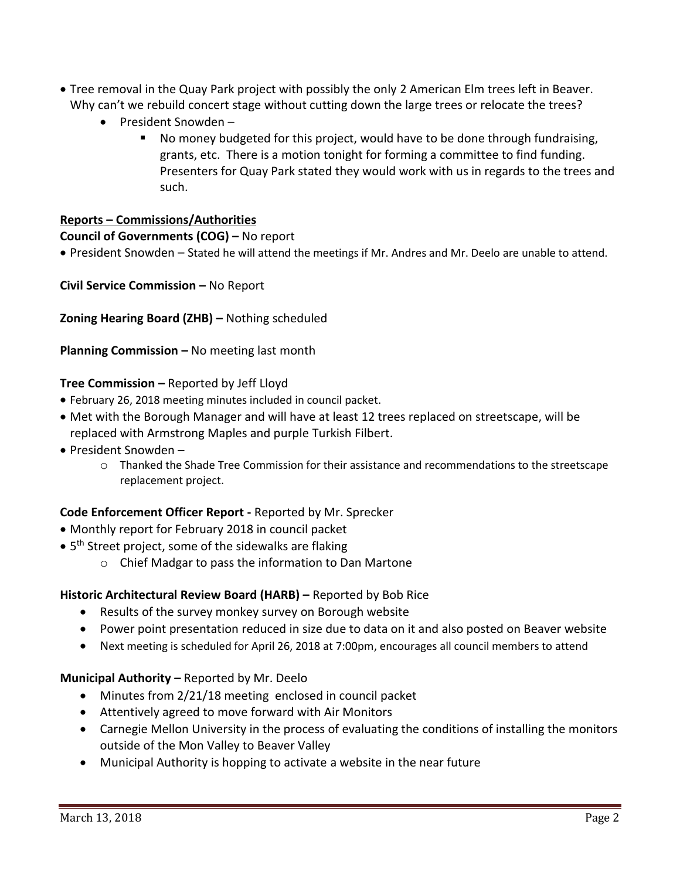- Tree removal in the Quay Park project with possibly the only 2 American Elm trees left in Beaver. Why can't we rebuild concert stage without cutting down the large trees or relocate the trees?
    - President Snowden –
        - No money budgeted for this project, would have to be done through fundraising, grants, etc. There is a motion tonight for forming a committee to find funding. Presenters for Quay Park stated they would work with us in regards to the trees and such.

**Reports – Commissions/Authorities**

**Council of Governments (COG) –** No report

- President Snowden – Stated he will attend the meetings if Mr. Andres and Mr. Deelo are unable to attend.

**Civil Service Commission –** No Report

**Zoning Hearing Board (ZHB) –** Nothing scheduled

**Planning Commission –** No meeting last month

**Tree Commission –** Reported by Jeff Lloyd

- February 26, 2018 meeting minutes included in council packet.
- Met with the Borough Manager and will have at least 12 trees replaced on streetscape, will be replaced with Armstrong Maples and purple Turkish Filbert.
- President Snowden –
    - Thanked the Shade Tree Commission for their assistance and recommendations to the streetscape replacement project.

**Code Enforcement Officer Report -** Reported by Mr. Sprecker

- Monthly report for February 2018 in council packet
- 5th Street project, some of the sidewalks are flaking
    - Chief Madgar to pass the information to Dan Martone

**Historic Architectural Review Board (HARB) –** Reported by Bob Rice

- Results of the survey monkey survey on Borough website
- Power point presentation reduced in size due to data on it and also posted on Beaver website
- Next meeting is scheduled for April 26, 2018 at 7:00pm, encourages all council members to attend

**Municipal Authority –** Reported by Mr. Deelo

- Minutes from 2/21/18 meeting enclosed in council packet
- Attentively agreed to move forward with Air Monitors
- Carnegie Mellon University in the process of evaluating the conditions of installing the monitors outside of the Mon Valley to Beaver Valley
- Municipal Authority is hopping to activate a website in the near future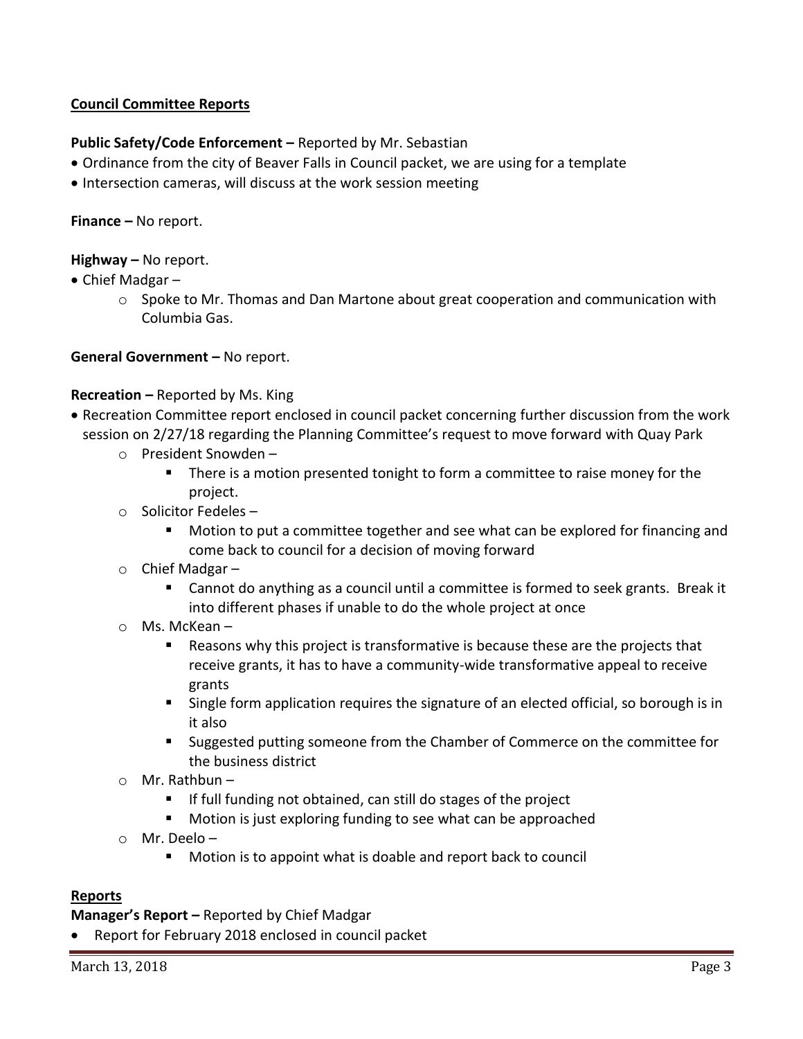**Council Committee Reports**

**Public Safety/Code Enforcement –** Reported by Mr. Sebastian

- Ordinance from the city of Beaver Falls in Council packet, we are using for a template
- Intersection cameras, will discuss at the work session meeting

**Finance –** No report.

**Highway –** No report.

- Chief Madgar –
  - Spoke to Mr. Thomas and Dan Martone about great cooperation and communication with Columbia Gas.

**General Government –** No report.

**Recreation –** Reported by Ms. King

- Recreation Committee report enclosed in council packet concerning further discussion from the work session on 2/27/18 regarding the Planning Committee's request to move forward with Quay Park
  - President Snowden –
    - There is a motion presented tonight to form a committee to raise money for the project.
  - Solicitor Fedeles –
    - Motion to put a committee together and see what can be explored for financing and come back to council for a decision of moving forward
  - Chief Madgar –
    - Cannot do anything as a council until a committee is formed to seek grants. Break it into different phases if unable to do the whole project at once
  - Ms. McKean –
    - Reasons why this project is transformative is because these are the projects that receive grants, it has to have a community-wide transformative appeal to receive grants
    - Single form application requires the signature of an elected official, so borough is in it also
    - Suggested putting someone from the Chamber of Commerce on the committee for the business district
  - Mr. Rathbun –
    - If full funding not obtained, can still do stages of the project
    - Motion is just exploring funding to see what can be approached
  - Mr. Deelo –
    - Motion is to appoint what is doable and report back to council

**Reports**

**Manager's Report –** Reported by Chief Madgar

- Report for February 2018 enclosed in council packet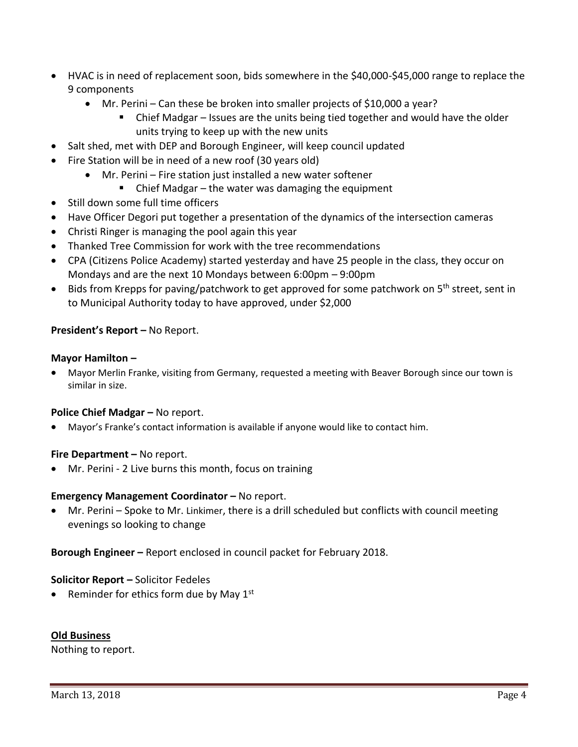- HVAC is in need of replacement soon, bids somewhere in the $40,000-$45,000 range to replace the 9 components
  - Mr. Perini – Can these be broken into smaller projects of $10,000 a year?
    - Chief Madgar – Issues are the units being tied together and would have the older units trying to keep up with the new units
- Salt shed, met with DEP and Borough Engineer, will keep council updated
- Fire Station will be in need of a new roof (30 years old)
  - Mr. Perini – Fire station just installed a new water softener
    - Chief Madgar – the water was damaging the equipment
- Still down some full time officers
- Have Officer Degori put together a presentation of the dynamics of the intersection cameras
- Christi Ringer is managing the pool again this year
- Thanked Tree Commission for work with the tree recommendations
- CPA (Citizens Police Academy) started yesterday and have 25 people in the class, they occur on Mondays and are the next 10 Mondays between 6:00pm – 9:00pm
- Bids from Krepps for paving/patchwork to get approved for some patchwork on 5th street, sent in to Municipal Authority today to have approved, under $2,000

**President's Report –** No Report.

**Mayor Hamilton –**

- Mayor Merlin Franke, visiting from Germany, requested a meeting with Beaver Borough since our town is similar in size.

**Police Chief Madgar –** No report.

- Mayor's Franke's contact information is available if anyone would like to contact him.

**Fire Department –** No report.

- Mr. Perini - 2 Live burns this month, focus on training

**Emergency Management Coordinator –** No report.

- Mr. Perini – Spoke to Mr. Linkimer, there is a drill scheduled but conflicts with council meeting evenings so looking to change

**Borough Engineer –** Report enclosed in council packet for February 2018.

**Solicitor Report –** Solicitor Fedeles

- Reminder for ethics form due by May 1st

**Old Business**

Nothing to report.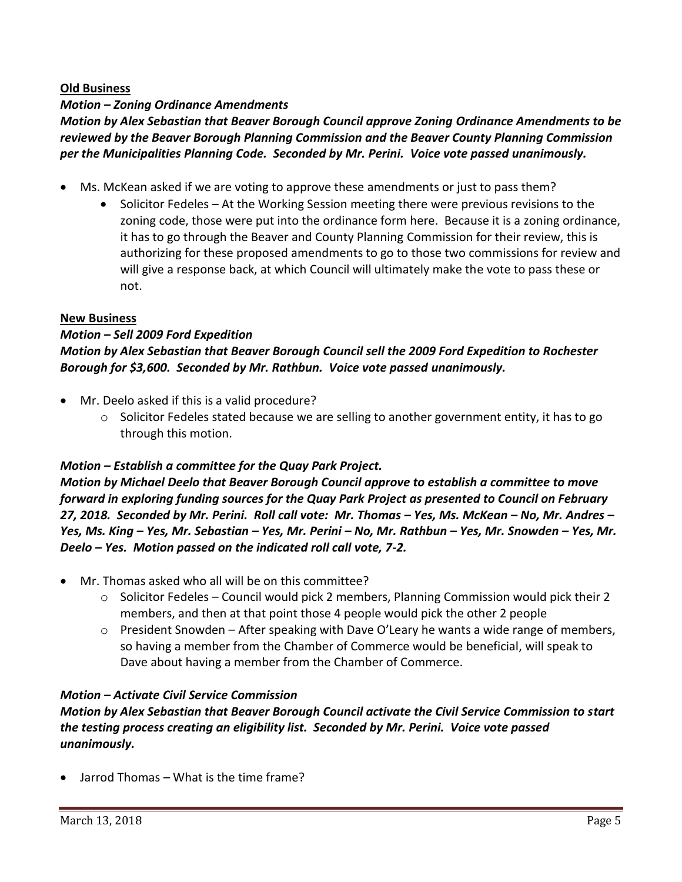**Old Business**

***Motion – Zoning Ordinance Amendments***

***Motion by Alex Sebastian that Beaver Borough Council approve Zoning Ordinance Amendments to be reviewed by the Beaver Borough Planning Commission and the Beaver County Planning Commission per the Municipalities Planning Code. Seconded by Mr. Perini. Voice vote passed unanimously.***

- Ms. McKean asked if we are voting to approve these amendments or just to pass them?
  - Solicitor Fedeles – At the Working Session meeting there were previous revisions to the zoning code, those were put into the ordinance form here. Because it is a zoning ordinance, it has to go through the Beaver and County Planning Commission for their review, this is authorizing for these proposed amendments to go to those two commissions for review and will give a response back, at which Council will ultimately make the vote to pass these or not.

**New Business**

***Motion – Sell 2009 Ford Expedition***

***Motion by Alex Sebastian that Beaver Borough Council sell the 2009 Ford Expedition to Rochester Borough for $3,600. Seconded by Mr. Rathbun. Voice vote passed unanimously.***

- Mr. Deelo asked if this is a valid procedure?
  - Solicitor Fedeles stated because we are selling to another government entity, it has to go through this motion.

***Motion – Establish a committee for the Quay Park Project.***

***Motion by Michael Deelo that Beaver Borough Council approve to establish a committee to move forward in exploring funding sources for the Quay Park Project as presented to Council on February 27, 2018. Seconded by Mr. Perini. Roll call vote: Mr. Thomas – Yes, Ms. McKean – No, Mr. Andres – Yes, Ms. King – Yes, Mr. Sebastian – Yes, Mr. Perini – No, Mr. Rathbun – Yes, Mr. Snowden – Yes, Mr. Deelo – Yes. Motion passed on the indicated roll call vote, 7-2.***

- Mr. Thomas asked who all will be on this committee?
  - Solicitor Fedeles – Council would pick 2 members, Planning Commission would pick their 2 members, and then at that point those 4 people would pick the other 2 people
  - President Snowden – After speaking with Dave O'Leary he wants a wide range of members, so having a member from the Chamber of Commerce would be beneficial, will speak to Dave about having a member from the Chamber of Commerce.

***Motion – Activate Civil Service Commission***

***Motion by Alex Sebastian that Beaver Borough Council activate the Civil Service Commission to start the testing process creating an eligibility list. Seconded by Mr. Perini. Voice vote passed unanimously.***

- Jarrod Thomas – What is the time frame?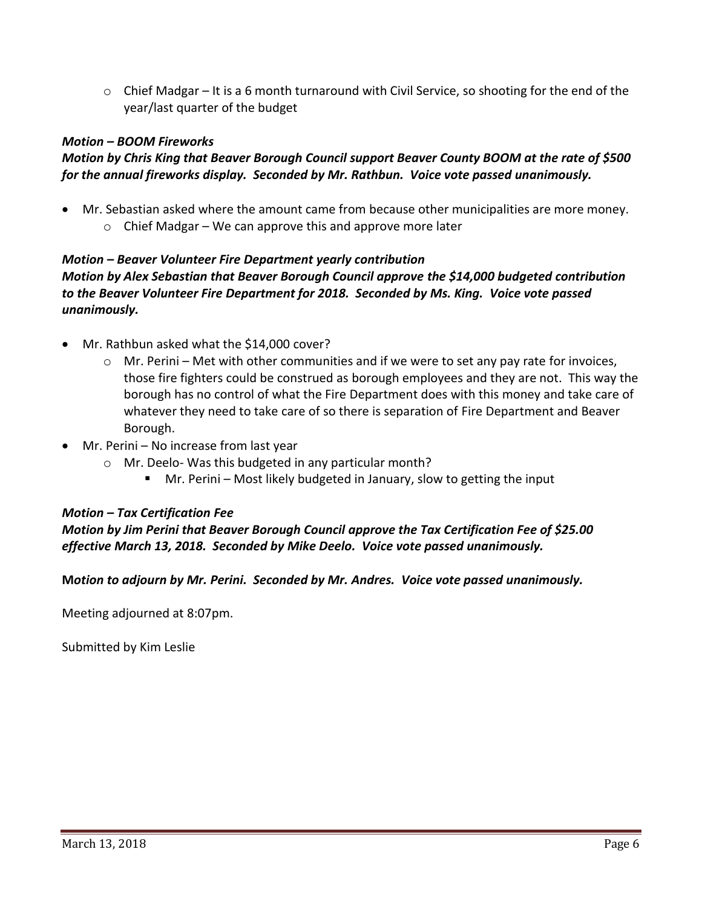- Chief Madgar – It is a 6 month turnaround with Civil Service, so shooting for the end of the year/last quarter of the budget

***Motion – BOOM Fireworks***

***Motion by Chris King that Beaver Borough Council support Beaver County BOOM at the rate of $500 for the annual fireworks display. Seconded by Mr. Rathbun. Voice vote passed unanimously.***

- Mr. Sebastian asked where the amount came from because other municipalities are more money.
  - Chief Madgar – We can approve this and approve more later

***Motion – Beaver Volunteer Fire Department yearly contribution***

***Motion by Alex Sebastian that Beaver Borough Council approve the $14,000 budgeted contribution to the Beaver Volunteer Fire Department for 2018. Seconded by Ms. King. Voice vote passed unanimously.***

- Mr. Rathbun asked what the $14,000 cover?
  - Mr. Perini – Met with other communities and if we were to set any pay rate for invoices, those fire fighters could be construed as borough employees and they are not. This way the borough has no control of what the Fire Department does with this money and take care of whatever they need to take care of so there is separation of Fire Department and Beaver Borough.
- Mr. Perini – No increase from last year
  - Mr. Deelo- Was this budgeted in any particular month?
    - Mr. Perini – Most likely budgeted in January, slow to getting the input

***Motion – Tax Certification Fee***

***Motion by Jim Perini that Beaver Borough Council approve the Tax Certification Fee of $25.00 effective March 13, 2018. Seconded by Mike Deelo. Voice vote passed unanimously.***

**M*otion to adjourn by Mr. Perini. Seconded by Mr. Andres. Voice vote passed unanimously.***

Meeting adjourned at 8:07pm.

Submitted by Kim Leslie